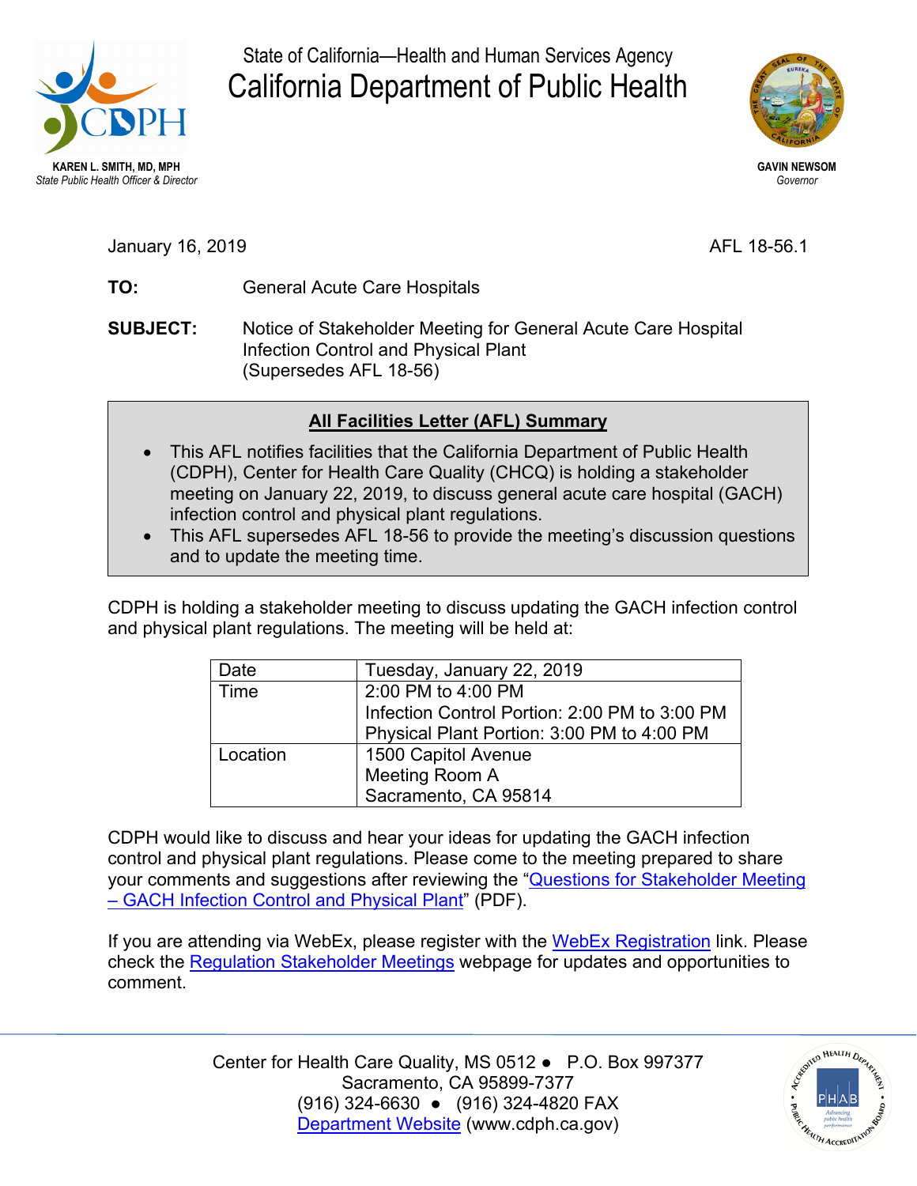KAREN L. SMITH, MD, MPH
*State Public Health Officer & Director*

State of California—Health and Human Services Agency

# California Department of Public Health

GAVIN NEWSOM
*Governor*

January 16, 2019 AFL 18-56.1

**TO:** General Acute Care Hospitals

**SUBJECT:** Notice of Stakeholder Meeting for General Acute Care Hospital Infection Control and Physical Plant (Supersedes AFL 18-56)

**All Facilities Letter (AFL) Summary**

- This AFL notifies facilities that the California Department of Public Health (CDPH), Center for Health Care Quality (CHCQ) is holding a stakeholder meeting on January 22, 2019, to discuss general acute care hospital (GACH) infection control and physical plant regulations.
- This AFL supersedes AFL 18-56 to provide the meeting's discussion questions and to update the meeting time.

CDPH is holding a stakeholder meeting to discuss updating the GACH infection control and physical plant regulations. The meeting will be held at:

| | |
|---|---|
| Date | Tuesday, January 22, 2019 |
| Time | 2:00 PM to 4:00 PM<br>Infection Control Portion: 2:00 PM to 3:00 PM<br>Physical Plant Portion: 3:00 PM to 4:00 PM |
| Location | 1500 Capitol Avenue<br>Meeting Room A<br>Sacramento, CA 95814 |

CDPH would like to discuss and hear your ideas for updating the GACH infection control and physical plant regulations. Please come to the meeting prepared to share your comments and suggestions after reviewing the "Questions for Stakeholder Meeting – GACH Infection Control and Physical Plant" (PDF).

If you are attending via WebEx, please register with the WebEx Registration link. Please check the Regulation Stakeholder Meetings webpage for updates and opportunities to comment.

Center for Health Care Quality, MS 0512 ● P.O. Box 997377
Sacramento, CA 95899-7377
(916) 324-6630 ● (916) 324-4820 FAX
Department Website (www.cdph.ca.gov)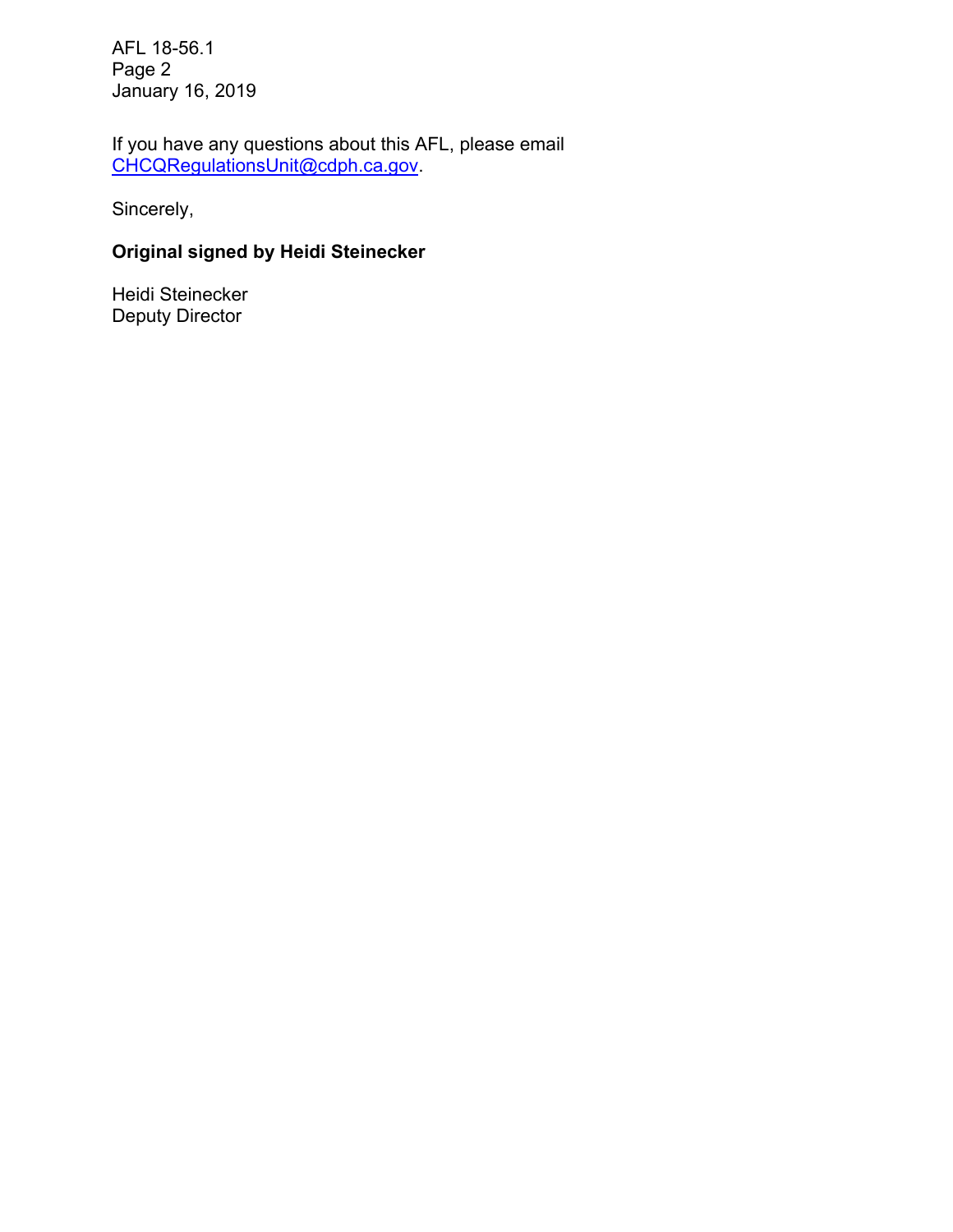If you have any questions about this AFL, please email CHCQRegulationsUnit@cdph.ca.gov.

Sincerely,

**Original signed by Heidi Steinecker**

Heidi Steinecker
Deputy Director